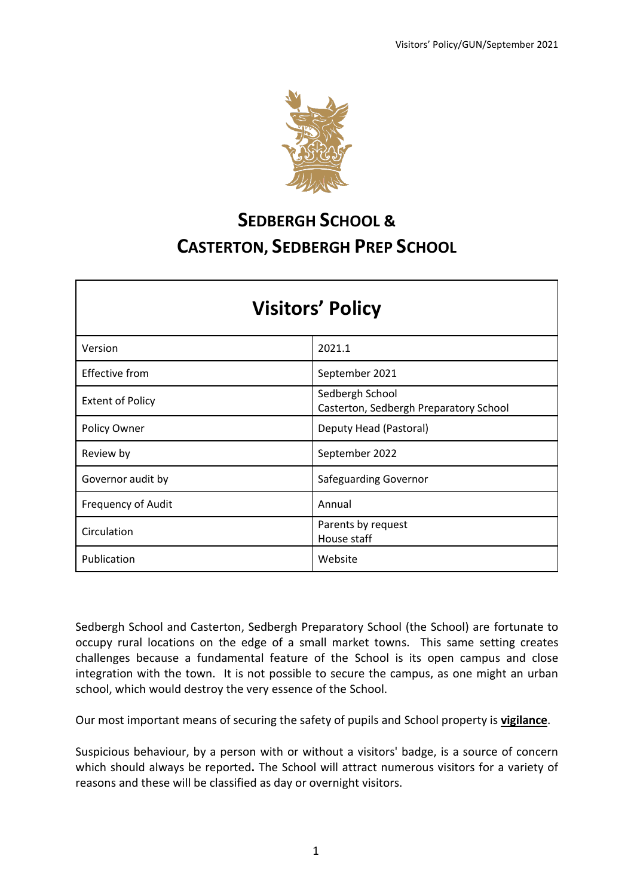# Sedbergh School & Casterton, Sedbergh Prep School

| Visitors' Policy | |
|---|---|
| Version | 2021.1 |
| Effective from | September 2021 |
| Extent of Policy | Sedbergh School<br>Casterton, Sedbergh Preparatory School |
| Policy Owner | Deputy Head (Pastoral) |
| Review by | September 2022 |
| Governor audit by | Safeguarding Governor |
| Frequency of Audit | Annual |
| Circulation | Parents by request<br>House staff |
| Publication | Website |

Sedbergh School and Casterton, Sedbergh Preparatory School (the School) are fortunate to occupy rural locations on the edge of a small market towns. This same setting creates challenges because a fundamental feature of the School is its open campus and close integration with the town. It is not possible to secure the campus, as one might an urban school, which would destroy the very essence of the School.

Our most important means of securing the safety of pupils and School property is **vigilance**.

Suspicious behaviour, by a person with or without a visitors' badge, is a source of concern which should always be reported**.** The School will attract numerous visitors for a variety of reasons and these will be classified as day or overnight visitors.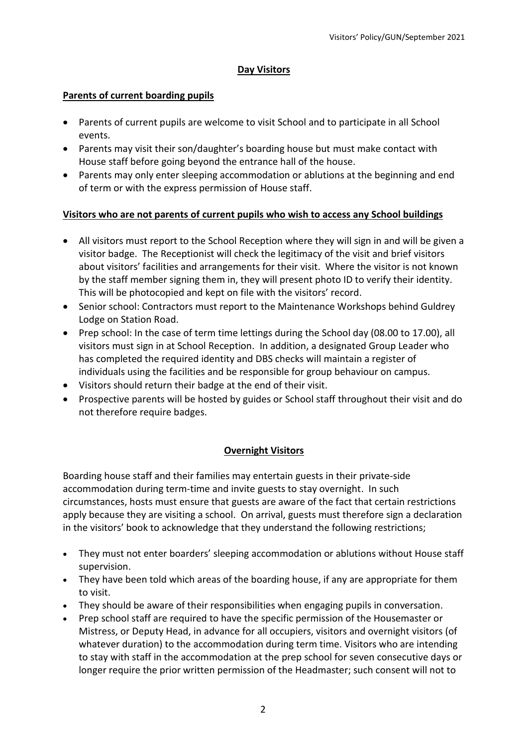## Day Visitors

### Parents of current boarding pupils

- Parents of current pupils are welcome to visit School and to participate in all School events.
- Parents may visit their son/daughter's boarding house but must make contact with House staff before going beyond the entrance hall of the house.
- Parents may only enter sleeping accommodation or ablutions at the beginning and end of term or with the express permission of House staff.

### Visitors who are not parents of current pupils who wish to access any School buildings

- All visitors must report to the School Reception where they will sign in and will be given a visitor badge. The Receptionist will check the legitimacy of the visit and brief visitors about visitors' facilities and arrangements for their visit. Where the visitor is not known by the staff member signing them in, they will present photo ID to verify their identity. This will be photocopied and kept on file with the visitors' record.
- Senior school: Contractors must report to the Maintenance Workshops behind Guldrey Lodge on Station Road.
- Prep school: In the case of term time lettings during the School day (08.00 to 17.00), all visitors must sign in at School Reception. In addition, a designated Group Leader who has completed the required identity and DBS checks will maintain a register of individuals using the facilities and be responsible for group behaviour on campus.
- Visitors should return their badge at the end of their visit.
- Prospective parents will be hosted by guides or School staff throughout their visit and do not therefore require badges.

## Overnight Visitors

Boarding house staff and their families may entertain guests in their private-side accommodation during term-time and invite guests to stay overnight. In such circumstances, hosts must ensure that guests are aware of the fact that certain restrictions apply because they are visiting a school. On arrival, guests must therefore sign a declaration in the visitors' book to acknowledge that they understand the following restrictions;

- They must not enter boarders' sleeping accommodation or ablutions without House staff supervision.
- They have been told which areas of the boarding house, if any are appropriate for them to visit.
- They should be aware of their responsibilities when engaging pupils in conversation.
- Prep school staff are required to have the specific permission of the Housemaster or Mistress, or Deputy Head, in advance for all occupiers, visitors and overnight visitors (of whatever duration) to the accommodation during term time. Visitors who are intending to stay with staff in the accommodation at the prep school for seven consecutive days or longer require the prior written permission of the Headmaster; such consent will not to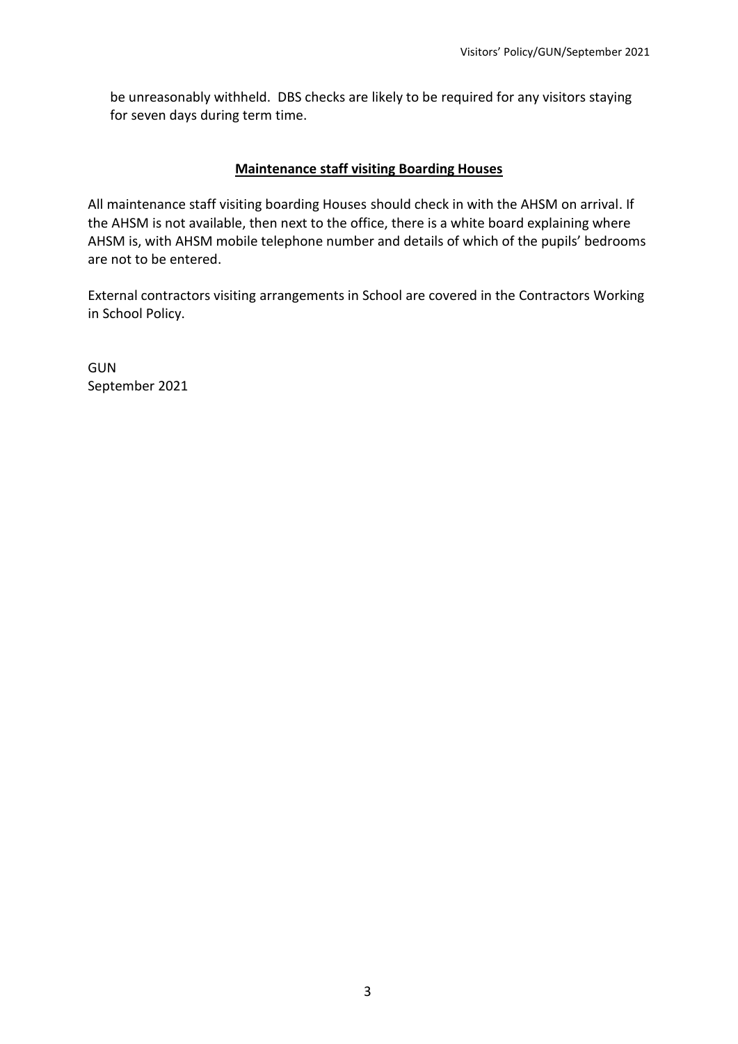be unreasonably withheld. DBS checks are likely to be required for any visitors staying for seven days during term time.

## Maintenance staff visiting Boarding Houses

All maintenance staff visiting boarding Houses should check in with the AHSM on arrival. If the AHSM is not available, then next to the office, there is a white board explaining where AHSM is, with AHSM mobile telephone number and details of which of the pupils' bedrooms are not to be entered.

External contractors visiting arrangements in School are covered in the Contractors Working in School Policy.

GUN
September 2021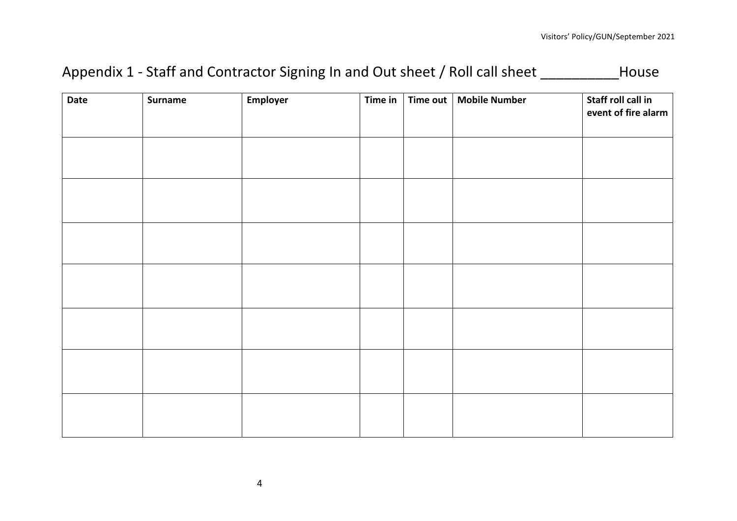# Appendix 1 - Staff and Contractor Signing In and Out sheet / Roll call sheet __________House

| Date | Surname | Employer | Time in | Time out | Mobile Number | Staff roll call in event of fire alarm |
|---|---|---|---|---|---|---|
| | | | | | | |
| | | | | | | |
| | | | | | | |
| | | | | | | |
| | | | | | | |
| | | | | | | |
| | | | | | | |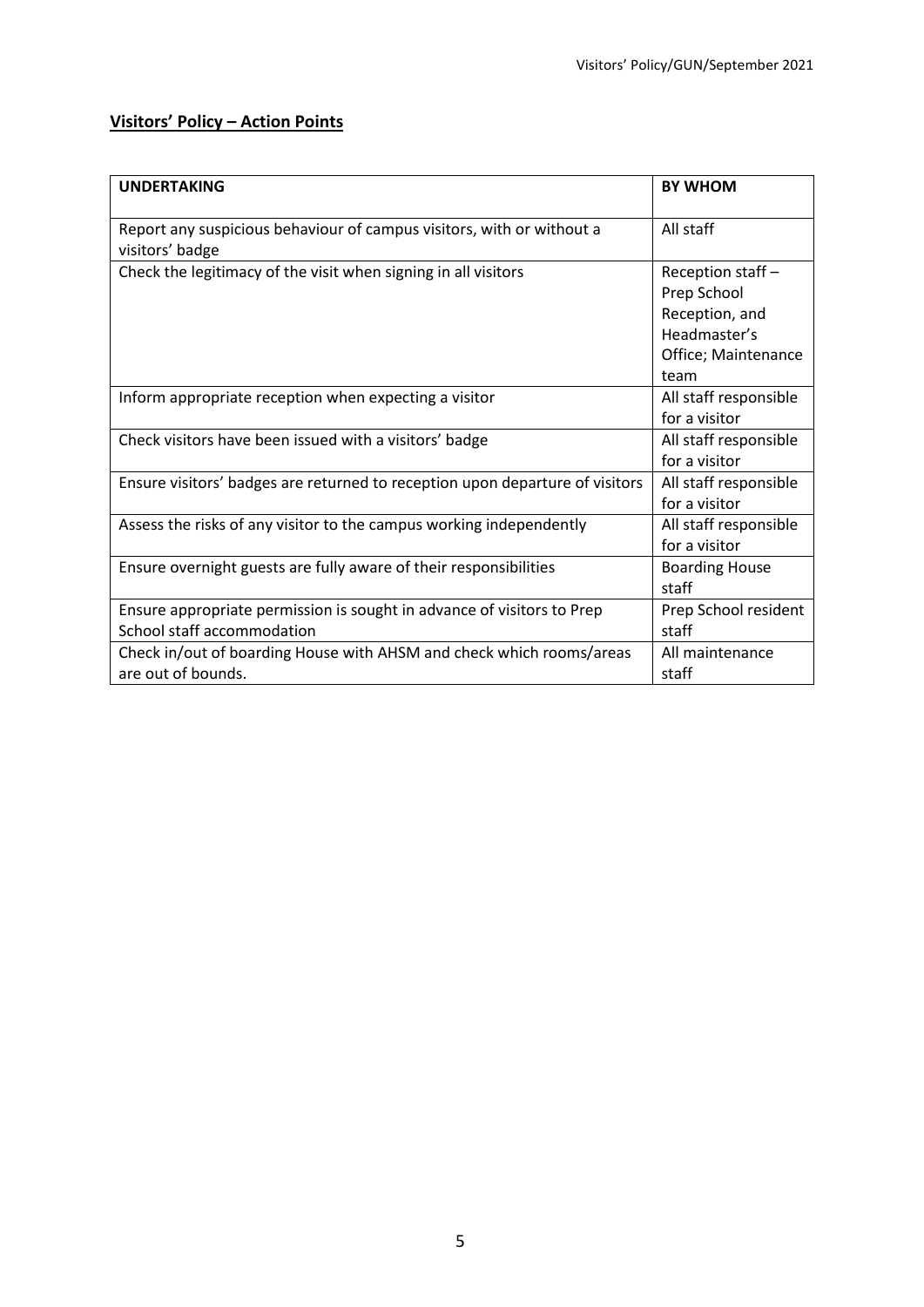## **Visitors' Policy – Action Points**

| UNDERTAKING | BY WHOM |
|---|---|
| Report any suspicious behaviour of campus visitors, with or without a visitors' badge | All staff |
| Check the legitimacy of the visit when signing in all visitors | Reception staff – Prep School Reception, and Headmaster's Office; Maintenance team |
| Inform appropriate reception when expecting a visitor | All staff responsible for a visitor |
| Check visitors have been issued with a visitors' badge | All staff responsible for a visitor |
| Ensure visitors' badges are returned to reception upon departure of visitors | All staff responsible for a visitor |
| Assess the risks of any visitor to the campus working independently | All staff responsible for a visitor |
| Ensure overnight guests are fully aware of their responsibilities | Boarding House staff |
| Ensure appropriate permission is sought in advance of visitors to Prep School staff accommodation | Prep School resident staff |
| Check in/out of boarding House with AHSM and check which rooms/areas are out of bounds. | All maintenance staff |